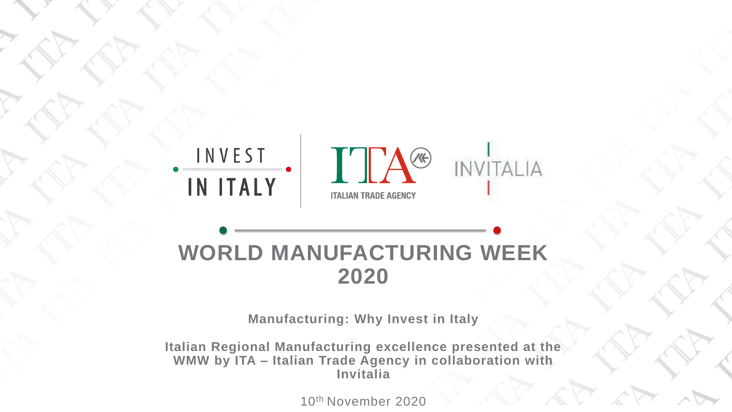INVEST IN ITALY

ITA ITALIAN TRADE AGENCY

INVITALIA

# WORLD MANUFACTURING WEEK 2020

**Manufacturing: Why Invest in Italy**

**Italian Regional Manufacturing excellence presented at the WMW by ITA – Italian Trade Agency in collaboration with Invitalia**

10th November 2020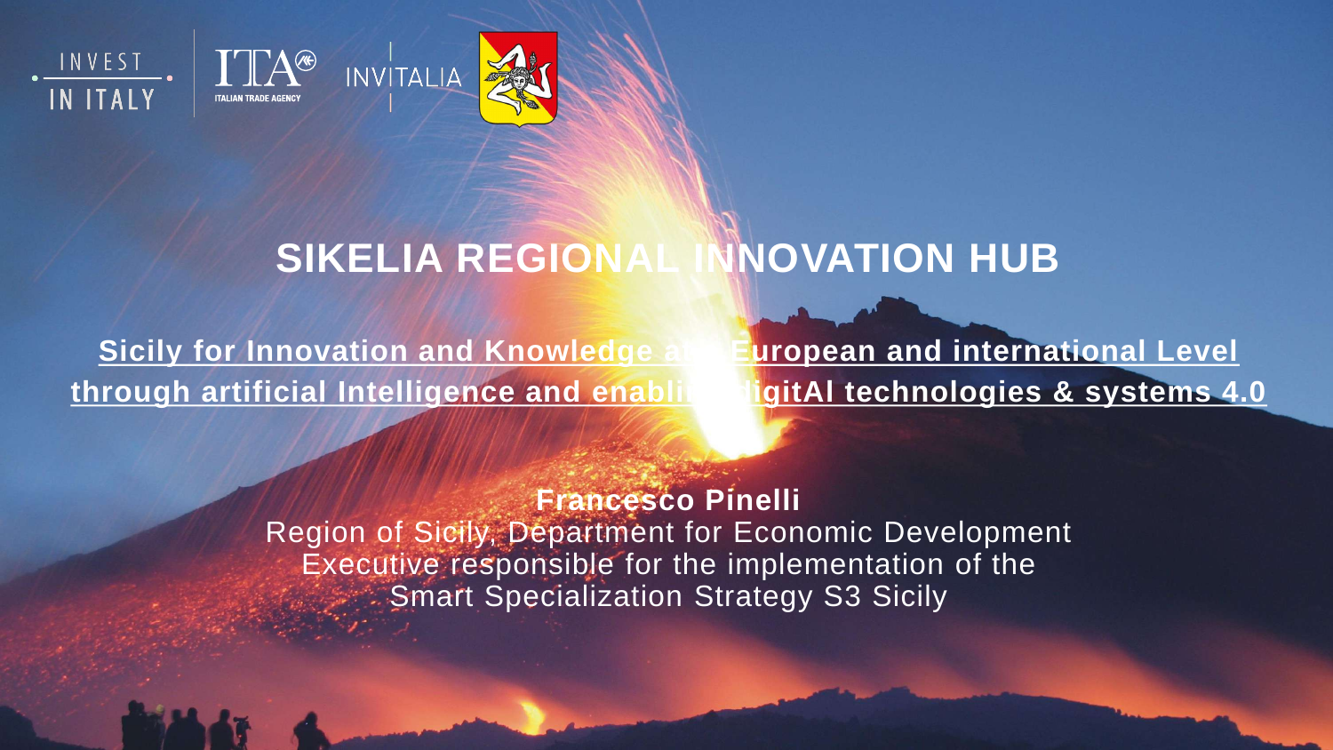# SIKELIA REGIONAL INNOVATION HUB

**Sicily for Innovation and Knowledge at European and international Level through artificial Intelligence and enabling digitAl technologies & systems 4.0**

**Francesco Pinelli**
Region of Sicily, Department for Economic Development
Executive responsible for the implementation of the Smart Specialization Strategy S3 Sicily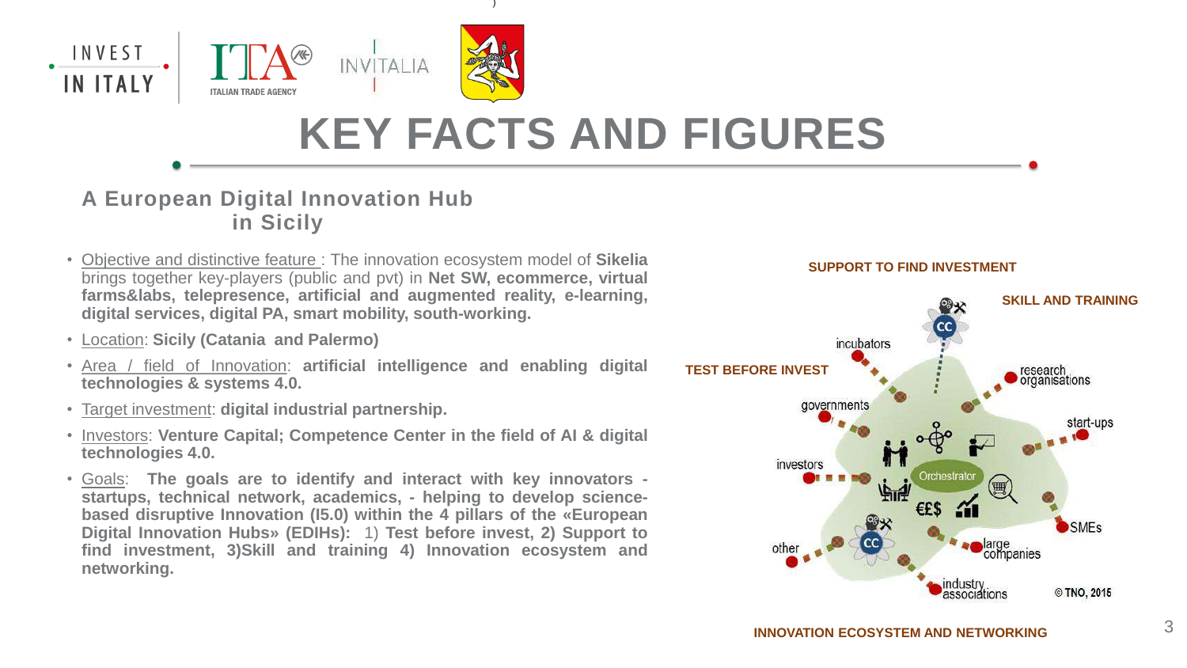# KEY FACTS AND FIGURES

## A European Digital Innovation Hub in Sicily

- Objective and distinctive feature : The innovation ecosystem model of **Sikelia** brings together key-players (public and pvt) in **Net SW, ecommerce, virtual farms&labs, telepresence, artificial and augmented reality, e-learning, digital services, digital PA, smart mobility, south-working.**
- Location: **Sicily (Catania and Palermo)**
- Area / field of Innovation: **artificial intelligence and enabling digital technologies & systems 4.0.**
- Target investment: **digital industrial partnership.**
- Investors: **Venture Capital; Competence Center in the field of AI & digital technologies 4.0.**
- Goals: **The goals are to identify and interact with key innovators - startups, technical network, academics, - helping to develop science-based disruptive Innovation (I5.0) within the 4 pillars of the «European Digital Innovation Hubs» (EDIHs):** 1) **Test before invest, 2) Support to find investment, 3)Skill and training 4) Innovation ecosystem and networking.**

SUPPORT TO FIND INVESTMENT

SKILL AND TRAINING

TEST BEFORE INVEST

INNOVATION ECOSYSTEM AND NETWORKING

incubators, research organisations, governments, start-ups, investors, Orchestrator, SMEs, other, large companies, industry associations, CC

© TNO, 2015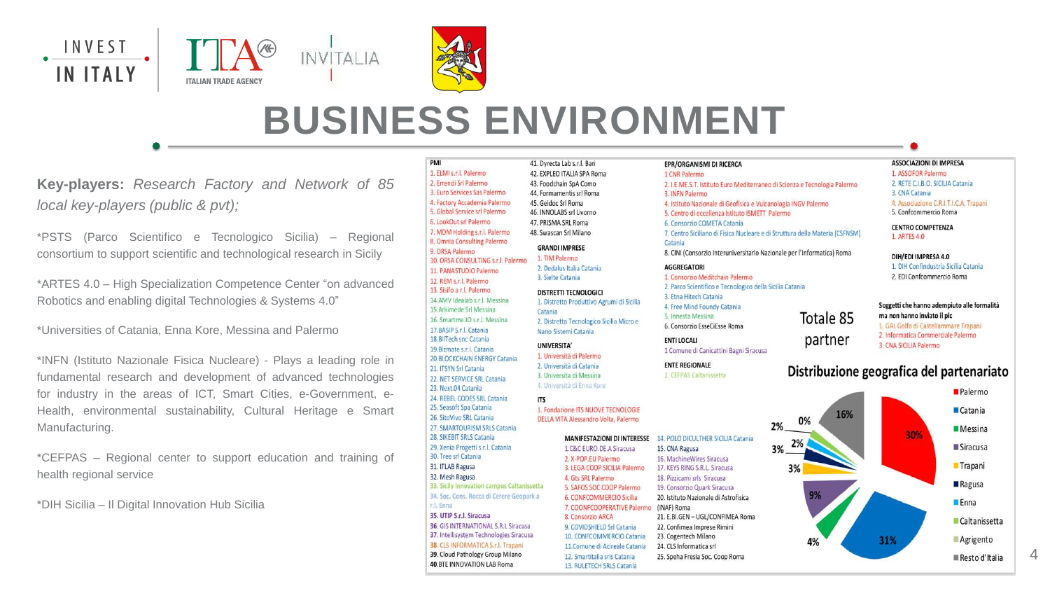# BUSINESS ENVIRONMENT

**Key-players:** *Research Factory and Network of 85 local key-players (public & pvt);*

*PSTS (Parco Scientifico e Tecnologico Sicilia) – Regional consortium to support scientific and technological research in Sicily

*ARTES 4.0 – High Specialization Competence Center "on advanced Robotics and enabling digital Technologies & Systems 4.0"

*Universities of Catania, Enna Kore, Messina and Palermo

*INFN (Istituto Nazionale Fisica Nucleare) - Plays a leading role in fundamental research and development of advanced technologies for industry in the areas of ICT, Smart Cities, e-Government, e-Health, environmental sustainability, Cultural Heritage e Smart Manufacturing.

*CEFPAS – Regional center to support education and training of health regional service

*DIH Sicilia – Il Digital Innovation Hub Sicilia

**PMI**

1. ELMI s.r.l. Palermo
2. Errendi Srl Palermo
3. Euro Services Sas Palermo
4. Factory Accademia Palermo
5. Global Service srl Palermo
6. LookOut srl Palermo
7. MDM Holding s.r.l. Palermo
8. Omnia Consulting Palermo
9. ORSA Palermo
10. ORSA CONSULTING s.r.l. Palermo
11. PANASTUDIO Palermo
12. REM s.r.l. Palermo
13. Sisifo a r.l. Palermo
14. AMV Idealab s.r.l. Messina
15. Arkimede Srl Messina
16. Smartme.IO s.r.l. Messina
17. BASIP S.r.l. Catania
18. BilTech snc Catania
19. Bizmate s.r.l. Catania
20. BLOCKCHAIN ENERGY Catania
21. ISYN Srl Catania
22. NET SERVICE SRL Catania
23. Next.04 Catania
24. REBEL CODES SRL Catania
25. Seasoft Spa Catania
26. SitoVivo SRL Catania
27. SMARTOURISM SRLS Catania
28. SIKEBIT SRLS Catania
29. Xenia Progetti s.r.l. Catania
30. Tree srl Catania
31. ITLAB Ragusa
32. Mesh Ragusa
33. Sicily Innovation campus Caltanissetta
34. Soc. Cons. Rocca di Cerere Geopark a r.l. Enna
35. UTIP S.r.l. Siracusa
36. GIS INTERNATIONAL S.R.L Siracusa
37. Intellisystem Technologies Siracusa
38. CLS INFORMATICA S.r.l. Trapani
39. Cloud Pathology Group Milano
40. BTE INNOVATION LAB Roma
41. Dyrecta Lab s.r.l. Bari
42. EXPLEO ITALIA SPA Roma
43. Foodchain SpA Como
44. Formamentis srl Roma
45. Geidoc Srl Roma
46. INNOLABS srl Livorno
47. PRISMA SRL Roma
48. Swascan Srl Milano

**GRANDI IMPRESE**

1. TIM Palermo
2. Dedalus Italia Catania
3. Sielte Catania

**DISTRETTI TECNOLOGICI**

1. Distretto Produttivo Agrumi di Sicilia Catania
2. Distretto Tecnologico Sicilia Micro e Nano Sistemi Catania

**UNIVERSITA'**

1. Università di Palermo
2. Università di Catania
3. Università di Messina
4. Università di Enna Kore

**ITS**

1. Fondazione ITS NUOVE TECNOLOGIE DELLA VITA Alessandro Volta, Palermo

**MANIFESTAZIONI DI INTERESSE**

1. C&C EURO.DE.A Siracusa
2. X-POP.EU Palermo
3. LEGA COOP SICILIA Palermo
4. Gts SRL Palermo
5. SAFOS SOC COOP Palermo
6. CONFCOMMERCIO Sicilia
7. COONFCOOPERATIVE Palermo
8. Consorzio ARCA
9. COVIDSHIELD Srl Catania
10. CONFCOMMERCIO Catania
11. Comune di Acireale Catania
12. Smartitalia srls Catania
13. RULETECH SRLS Catania
14. POLO DICULTHER SICILIA Catania
15. CNA Ragusa
16. MachineWires Siracusa
17. KEYS RING S.R.L. Siracusa
18. Pizzicami srls Siracusa
19. Consorzio Quark Siracusa
20. Istituto Nazionale di Astrofisica (INAF) Roma
21. E.BI.GEN – UGL/CONFIMEA Roma
22. Confimea Imprese Rimini
23. Cogentech Milano
24. CLS Informatica srl
25. Speha Fresia Soc. Coop Roma

**EPR/ORGANISMI DI RICERCA**

1. CNR Palermo
2. I.E.ME.S.T. Istituto Euro Mediterraneo di Scienza e Tecnologia Palermo
3. INFN Palermo
4. Istituto Nazionale di Geofisica e Vulcanologia INGV Palermo
5. Centro di eccellenza Istituto ISMETT Palermo
6. Consorzio COMETA Catania
7. Centro Siciliano di Fisica Nucleare e di Struttura della Materia (CSFNSM) Catania
8. CINI (Consorzio Interuniversitario Nazionale per l'Informatica) Roma

**AGGREGATORI**

1. Consorzio Meditchain Palermo
2. Parco Scientifico e Tecnologico della Sicilia Catania
3. Etna Hitech Catania
4. Free Mind Foundy Catania
5. Innesta Messina
6. Consorzio EsseCiEsse Roma

**ENTI LOCALI**

1. Comune di Canicattini Bagni Siracusa

**ENTE REGIONALE**

1. CEFPAS Caltanissetta

**ASSOCIAZIONI DI IMPRESA**

1. ASSOFOR Palermo
2. RETE C.I.B.O. SICILIA Catania
3. CNA Catania
4. Associazione C.R.I.T.I.C.A. Trapani
5. Confcommercio Roma

**CENTRO COMPETENZA**

1. ARTES 4.0

**DIH/EDI IMPRESA 4.0**

1. DIH Confindustria Sicilia Catania
2. EDI Confcommercio Roma

**Soggetti che hanno adempiuto alle formalità ma non hanno inviato il pic**

1. GAL Golfo di Castellammare Trapani
2. Informatica Commerciale Palermo
3. CNA SICILIA Palermo

**Totale 85 partner**

**Distribuzione geografica del partenariato**

| Area | % |
|---|---|
| Palermo | 30% |
| Catania | 31% |
| Messina | 4% |
| Siracusa | 9% |
| Trapani | 3% |
| Ragusa | 3% |
| Enna | 2% |
| Caltanissetta | 2% |
| Agrigento | 0% |
| Resto d'Italia | 16% |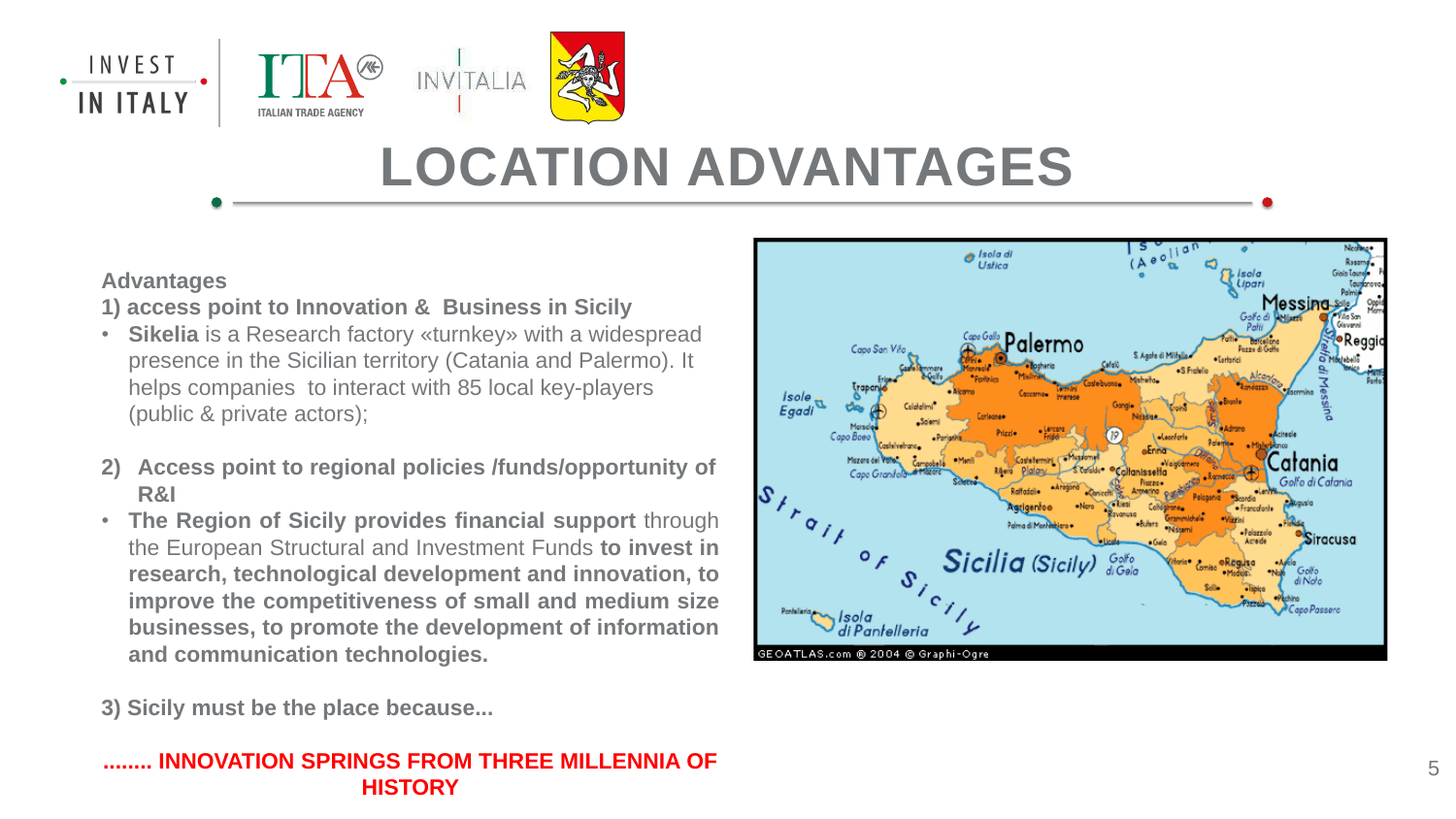# LOCATION ADVANTAGES

**Advantages**

**1) access point to Innovation & Business in Sicily**

- **Sikelia** is a Research factory «turnkey» with a widespread presence in the Sicilian territory (Catania and Palermo). It helps companies to interact with 85 local key-players (public & private actors);

**2) Access point to regional policies /funds/opportunity of R&I**

- **The Region of Sicily provides financial support** through the European Structural and Investment Funds **to invest in research, technological development and innovation, to improve the competitiveness of small and medium size businesses, to promote the development of information and communication technologies.**

**3) Sicily must be the place because...**

**........ INNOVATION SPRINGS FROM THREE MILLENNIA OF HISTORY**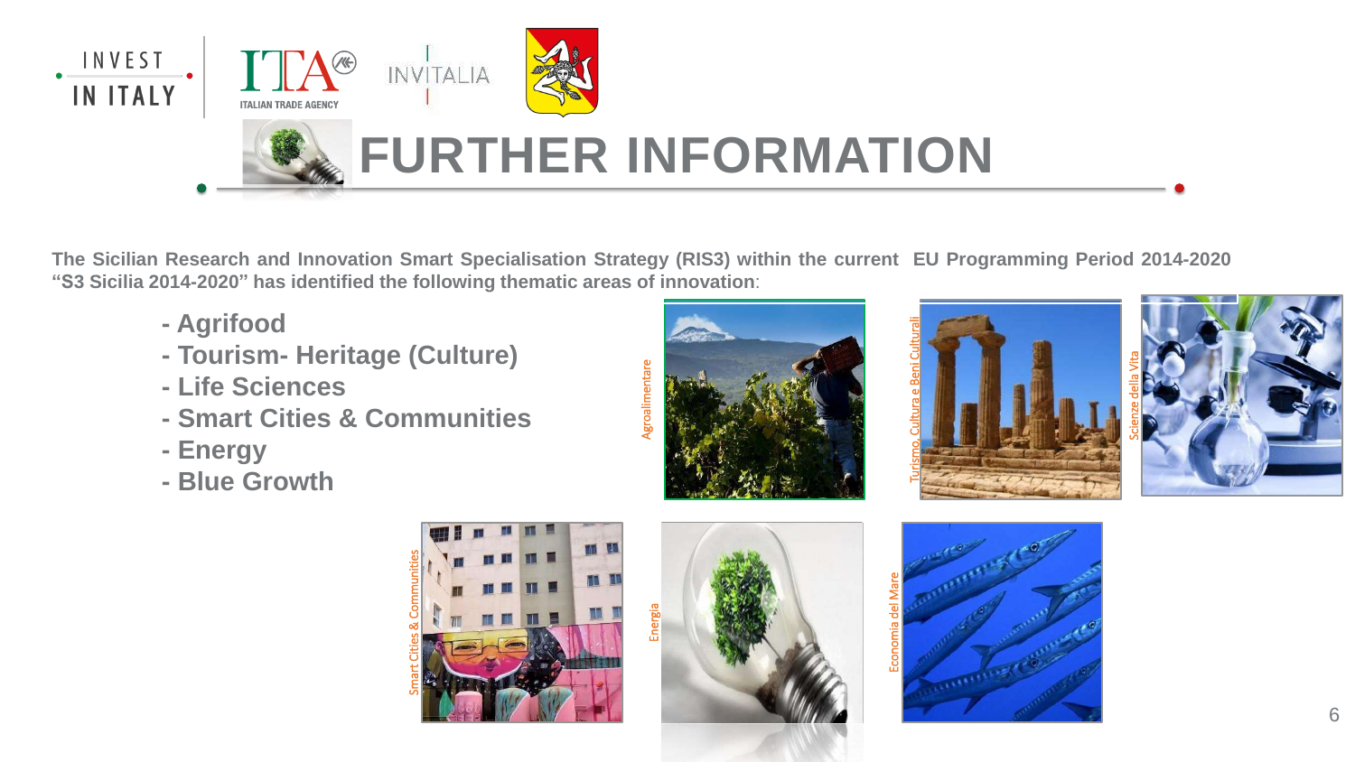# FURTHER INFORMATION

**The Sicilian Research and Innovation Smart Specialisation Strategy (RIS3) within the current EU Programming Period 2014-2020 "S3 Sicilia 2014-2020" has identified the following thematic areas of innovation**:

- **Agrifood**
- **Tourism- Heritage (Culture)**
- **Life Sciences**
- **Smart Cities & Communities**
- **Energy**
- **Blue Growth**

Agroalimentare

Turismo, Cultura e Beni Culturali

Scienze della Vita

Smart Cities & Communities

Energia

Economia del Mare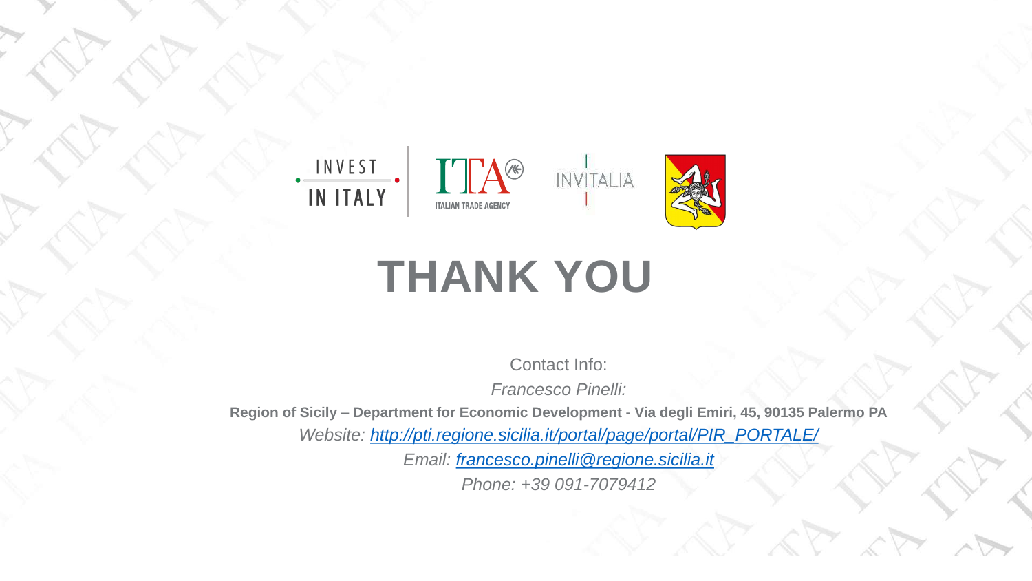# THANK YOU

Contact Info:

*Francesco Pinelli:*

**Region of Sicily – Department for Economic Development - Via degli Emiri, 45, 90135 Palermo PA**

*Website: [http://pti.regione.sicilia.it/portal/page/portal/PIR_PORTALE/](http://pti.regione.sicilia.it/portal/page/portal/PIR_PORTALE/)*

*Email: [francesco.pinelli@regione.sicilia.it](mailto:francesco.pinelli@regione.sicilia.it)*

*Phone: +39 091-7079412*